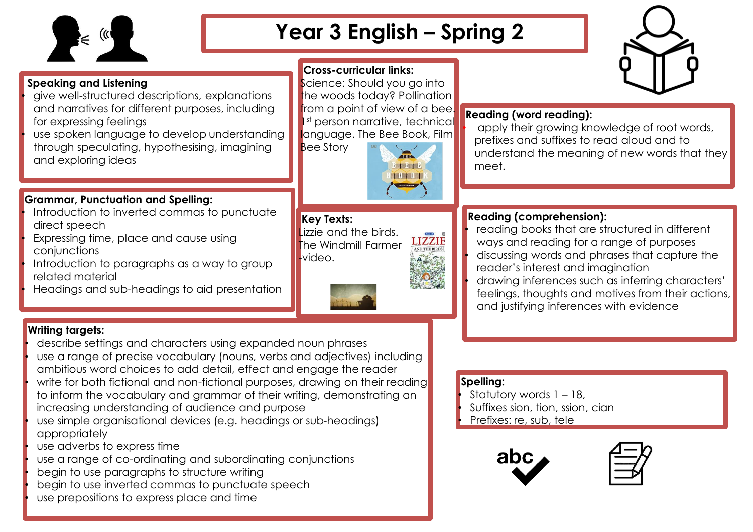# Year 3 English – Spring 2

## Speaking and Listening

- give well-structured descriptions, explanations and narratives for different purposes, including for expressing feelings
- use spoken language to develop understanding through speculating, hypothesising, imagining and exploring ideas

## Cross-curricular links:

Science: Should you go into the woods today? Pollination from a point of view of a bee. 1st person narrative, technical language. The Bee Book, Film Bee Story

## Reading (word reading):

- apply their growing knowledge of root words, prefixes and suffixes to read aloud and to understand the meaning of new words that they meet.

## Grammar, Punctuation and Spelling:

- Introduction to inverted commas to punctuate direct speech
- Expressing time, place and cause using conjunctions
- Introduction to paragraphs as a way to group related material
- Headings and sub-headings to aid presentation

## Key Texts:

Lizzie and the birds.
The Windmill Farmer -video.

## Reading (comprehension):

- reading books that are structured in different ways and reading for a range of purposes
- discussing words and phrases that capture the reader's interest and imagination
- drawing inferences such as inferring characters' feelings, thoughts and motives from their actions, and justifying inferences with evidence

## Writing targets:

- describe settings and characters using expanded noun phrases
- use a range of precise vocabulary (nouns, verbs and adjectives) including ambitious word choices to add detail, effect and engage the reader
- write for both fictional and non-fictional purposes, drawing on their reading to inform the vocabulary and grammar of their writing, demonstrating an increasing understanding of audience and purpose
- use simple organisational devices (e.g. headings or sub-headings) appropriately
- use adverbs to express time
- use a range of co-ordinating and subordinating conjunctions
- begin to use paragraphs to structure writing
- begin to use inverted commas to punctuate speech
- use prepositions to express place and time

## Spelling:

- Statutory words 1 – 18,
- Suffixes sion, tion, ssion, cian
- Prefixes: re, sub, tele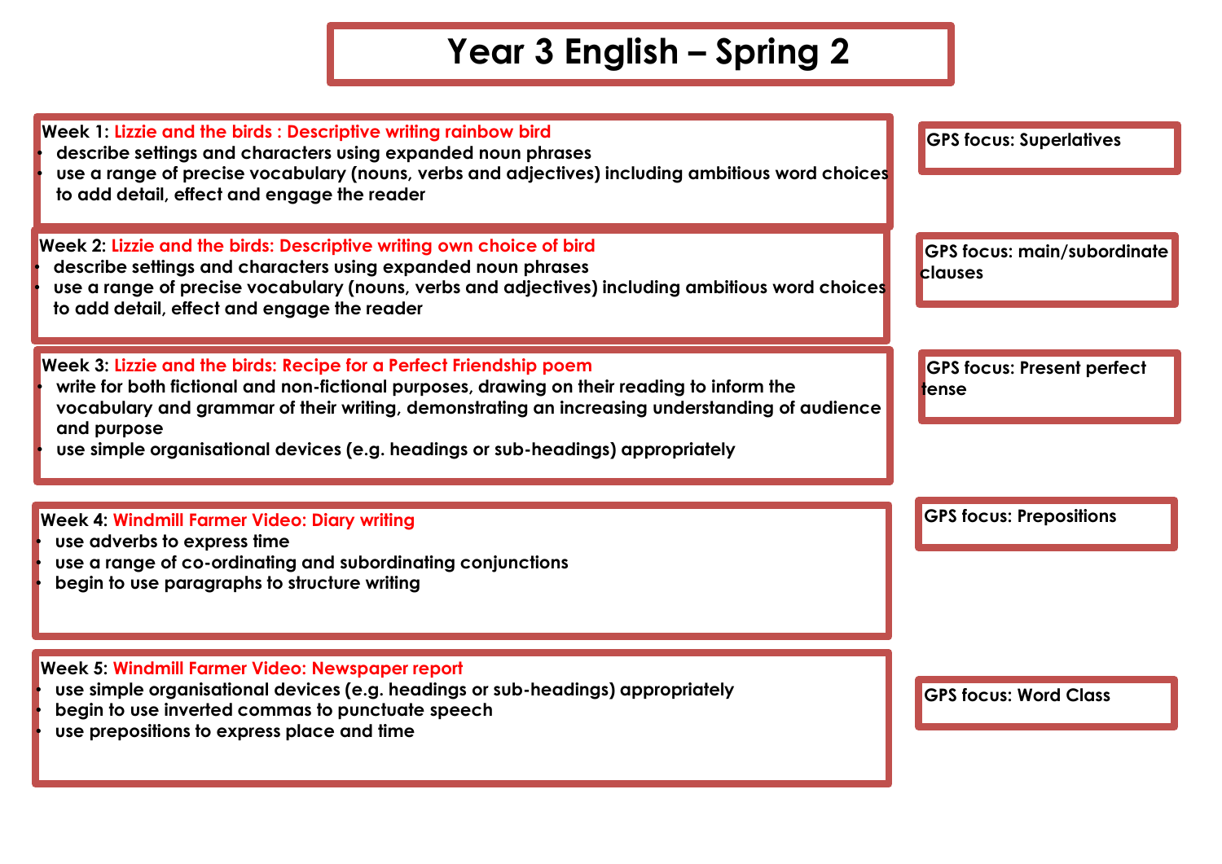# Year 3 English – Spring 2

**Week 1: Lizzie and the birds : Descriptive writing rainbow bird**

- describe settings and characters using expanded noun phrases
- use a range of precise vocabulary (nouns, verbs and adjectives) including ambitious word choices to add detail, effect and engage the reader

**GPS focus: Superlatives**

**Week 2: Lizzie and the birds: Descriptive writing own choice of bird**

- describe settings and characters using expanded noun phrases
- use a range of precise vocabulary (nouns, verbs and adjectives) including ambitious word choices to add detail, effect and engage the reader

**GPS focus: main/subordinate clauses**

**Week 3: Lizzie and the birds: Recipe for a Perfect Friendship poem**

- write for both fictional and non-fictional purposes, drawing on their reading to inform the vocabulary and grammar of their writing, demonstrating an increasing understanding of audience and purpose
- use simple organisational devices (e.g. headings or sub-headings) appropriately

**GPS focus: Present perfect tense**

**Week 4: Windmill Farmer Video: Diary writing**

- use adverbs to express time
- use a range of co-ordinating and subordinating conjunctions
- begin to use paragraphs to structure writing

**GPS focus: Prepositions**

**Week 5: Windmill Farmer Video: Newspaper report**

- use simple organisational devices (e.g. headings or sub-headings) appropriately
- begin to use inverted commas to punctuate speech
- use prepositions to express place and time

**GPS focus: Word Class**